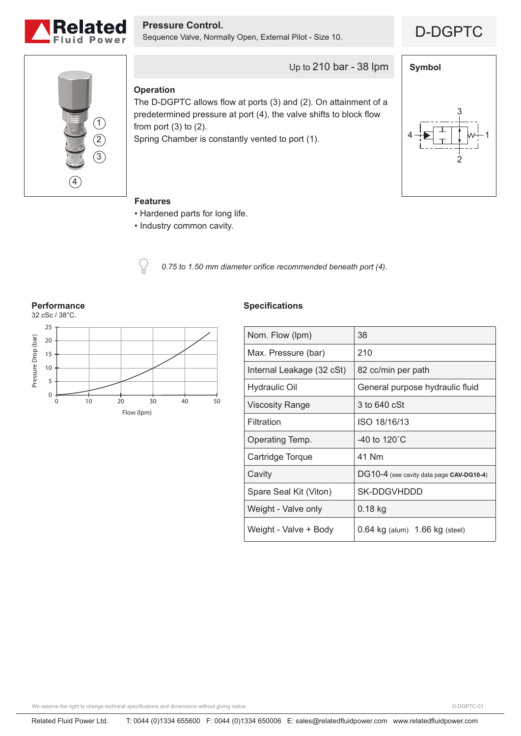# Pressure Control.

Sequence Valve, Normally Open, External Pilot - Size 10.

D-DGPTC

Up to 210 bar - 38 lpm

## Operation

The D-DGPTC allows flow at ports (3) and (2). On attainment of a predetermined pressure at port (4), the valve shifts to block flow from port (3) to (2).

Spring Chamber is constantly vented to port (1).

## Symbol

## Features

- Hardened parts for long life.
- Industry common cavity.

*0.75 to 1.50 mm diameter orifice recommended beneath port (4).*

## Performance

32 cSc / 38°C.

## Specifications

| | |
|---|---|
| Nom. Flow (lpm) | 38 |
| Max. Pressure (bar) | 210 |
| Internal Leakage (32 cSt) | 82 cc/min per path |
| Hydraulic Oil | General purpose hydraulic fluid |
| Viscosity Range | 3 to 640 cSt |
| Filtration | ISO 18/16/13 |
| Operating Temp. | -40 to 120˚C |
| Cartridge Torque | 41 Nm |
| Cavity | DG10-4 (see cavity data page **CAV-DG10-4**) |
| Spare Seal Kit (Viton) | SK-DDGVHDDD |
| Weight - Valve only | 0.18 kg |
| Weight - Valve + Body | 0.64 kg (alum) 1.66 kg (steel) |

We reserve the right to change technical specifications and dimensions without giving notice.

D-DGPTC-01

Related Fluid Power Ltd. T: 0044 (0)1334 655600 F: 0044 (0)1334 650006 E: sales@relatedfluidpower.com www.relatedfluidpower.com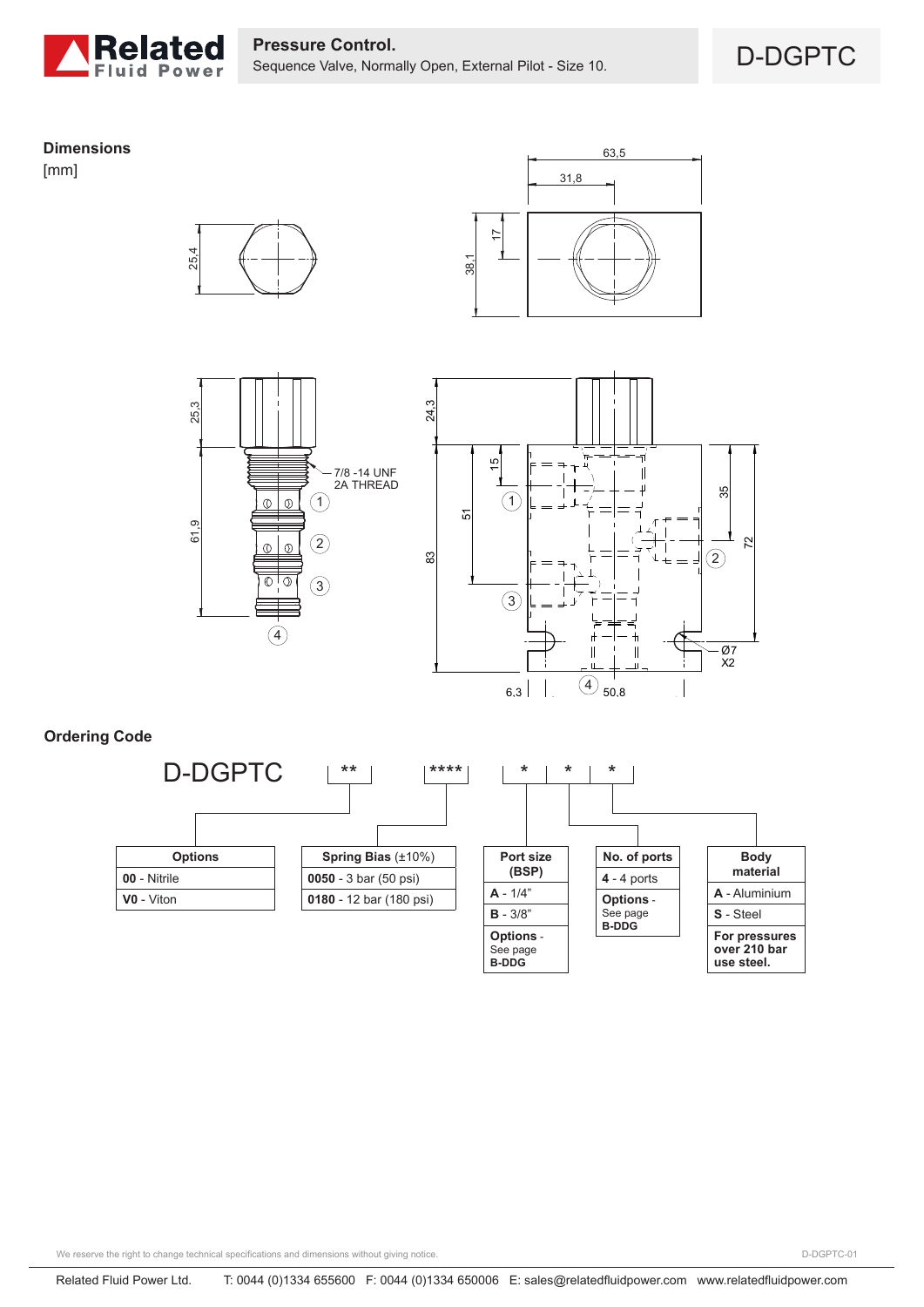## Dimensions

[mm]

63,5
31,8
25,4
17
38,1
25,3
24,3
7/8 -14 UNF
2A THREAD
61,9
15
51
83
35
72
1
2
3
4
Ø7
X2
6,3
50,8

## Ordering Code

D-DGPTC ** **** * * *

| Options |
|---|
| **00** - Nitrile |
| **V0** - Viton |

| Spring Bias (±10%) |
|---|
| **0050** - 3 bar (50 psi) |
| **0180** - 12 bar (180 psi) |

| Port size (BSP) |
|---|
| **A** - 1/4" |
| **B** - 3/8" |
| **Options** - See page **B-DDG** |

| No. of ports |
|---|
| **4** - 4 ports |
| **Options** - See page **B-DDG** |

| Body material |
|---|
| **A** - Aluminium |
| **S** - Steel |
| **For pressures over 210 bar use steel.** |

We reserve the right to change technical specifications and dimensions without giving notice.

D-DGPTC-01